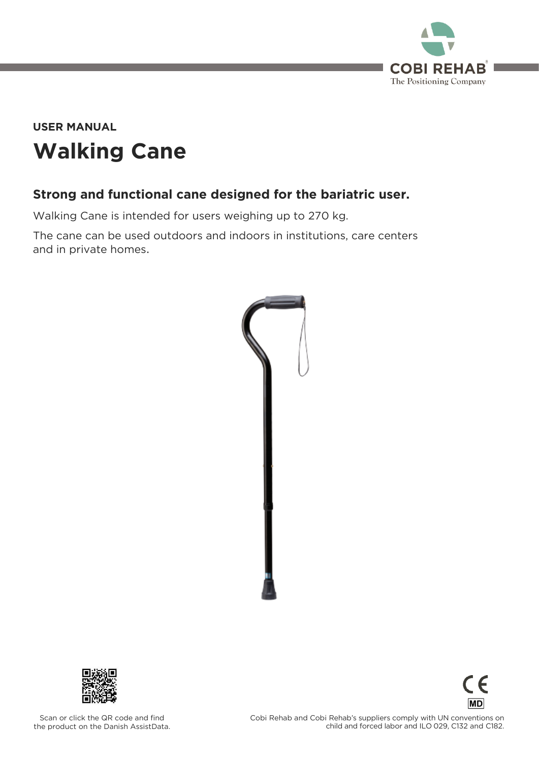COBI REHAB
The Positioning Company

USER MANUAL

# Walking Cane

## Strong and functional cane designed for the bariatric user.

Walking Cane is intended for users weighing up to 270 kg.

The cane can be used outdoors and indoors in institutions, care centers and in private homes.

Scan or click the QR code and find the product on the Danish AssistData.

Cobi Rehab and Cobi Rehab's suppliers comply with UN conventions on child and forced labor and ILO 029, C132 and C182.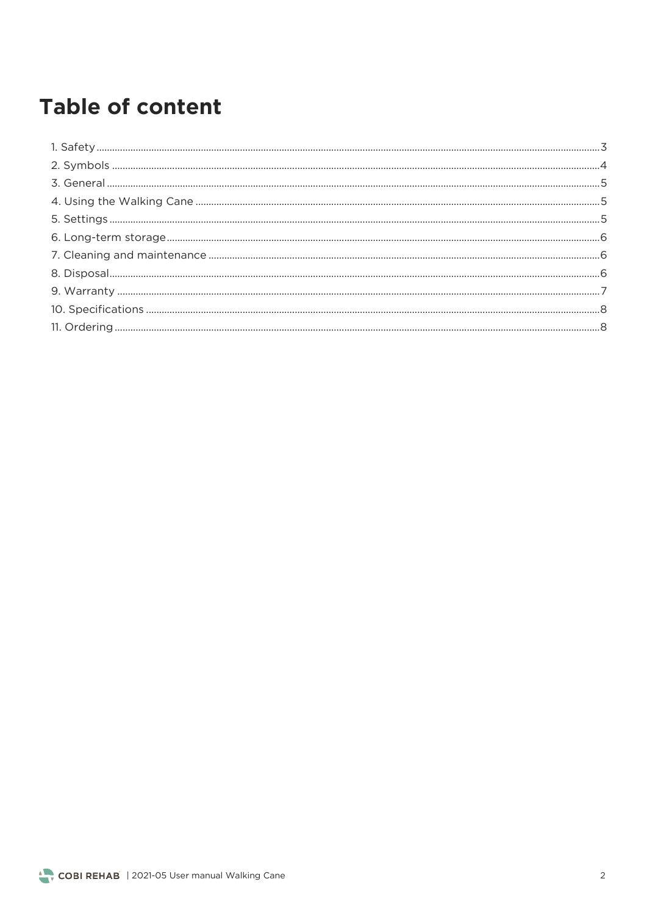# Table of content

1. Safety ..... 3
2. Symbols ..... 4
3. General ..... 5
4. Using the Walking Cane ..... 5
5. Settings ..... 5
6. Long-term storage ..... 6
7. Cleaning and maintenance ..... 6
8. Disposal ..... 6
9. Warranty ..... 7
10. Specifications ..... 8
11. Ordering ..... 8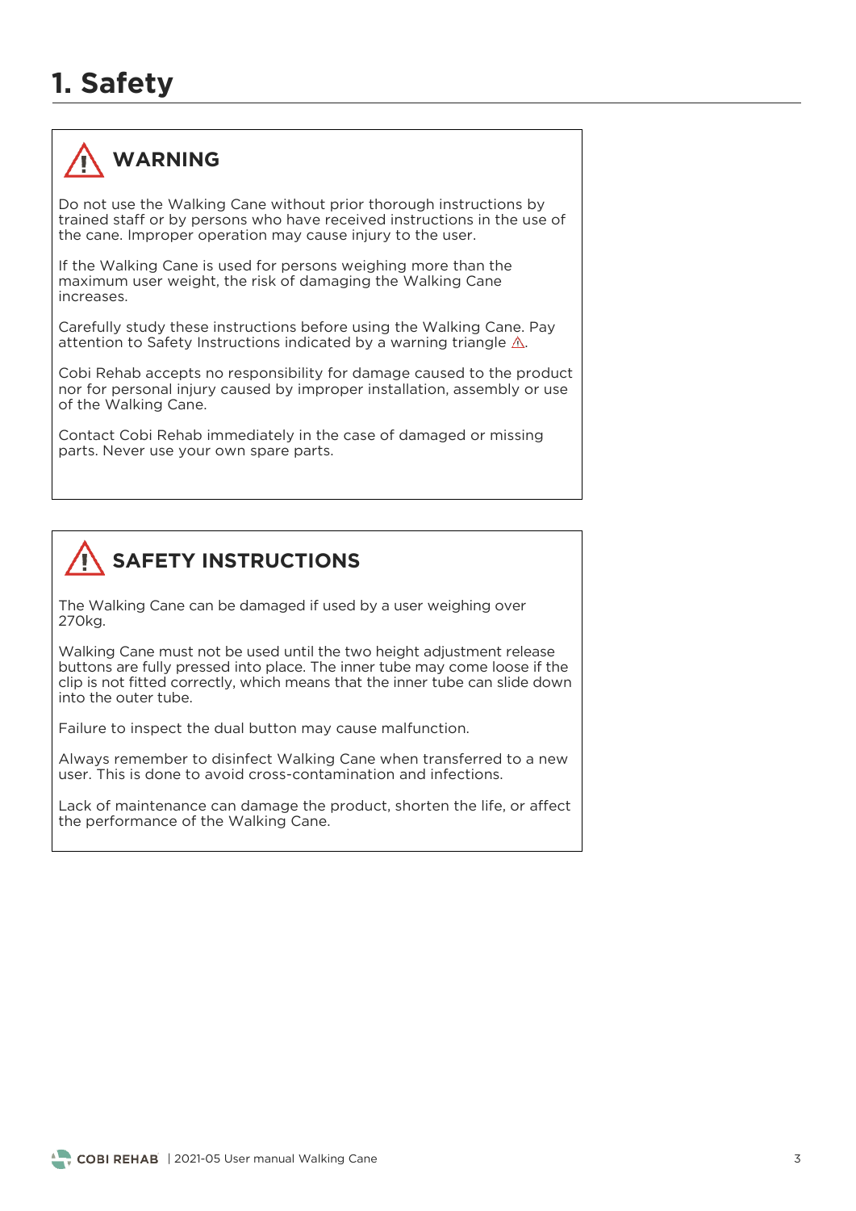# 1. Safety

## ⚠ WARNING

Do not use the Walking Cane without prior thorough instructions by trained staff or by persons who have received instructions in the use of the cane. Improper operation may cause injury to the user.

If the Walking Cane is used for persons weighing more than the maximum user weight, the risk of damaging the Walking Cane increases.

Carefully study these instructions before using the Walking Cane. Pay attention to Safety Instructions indicated by a warning triangle ⚠.

Cobi Rehab accepts no responsibility for damage caused to the product nor for personal injury caused by improper installation, assembly or use of the Walking Cane.

Contact Cobi Rehab immediately in the case of damaged or missing parts. Never use your own spare parts.

## ⚠ SAFETY INSTRUCTIONS

The Walking Cane can be damaged if used by a user weighing over 270kg.

Walking Cane must not be used until the two height adjustment release buttons are fully pressed into place. The inner tube may come loose if the clip is not fitted correctly, which means that the inner tube can slide down into the outer tube.

Failure to inspect the dual button may cause malfunction.

Always remember to disinfect Walking Cane when transferred to a new user. This is done to avoid cross-contamination and infections.

Lack of maintenance can damage the product, shorten the life, or affect the performance of the Walking Cane.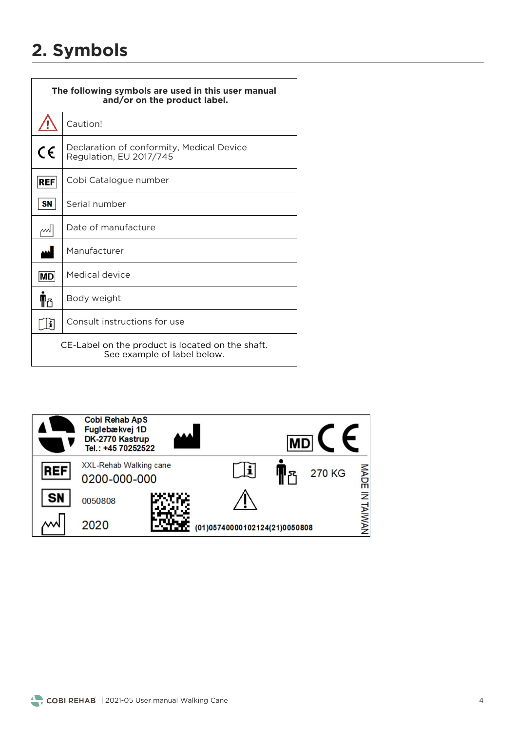# 2. Symbols

| The following symbols are used in this user manual and/or on the product label. | |
|---|---|
| ⚠ | Caution! |
| CE | Declaration of conformity, Medical Device Regulation, EU 2017/745 |
| REF | Cobi Catalogue number |
| SN | Serial number |
| | Date of manufacture |
| | Manufacturer |
| MD | Medical device |
| | Body weight |
| | Consult instructions for use |
| CE-Label on the product is located on the shaft. See example of label below. | |

Cobi Rehab ApS
Fuglebækvej 1D
DK-2770 Kastrup
Tel.: +45 70252522

MD CE

REF XXL-Rehab Walking cane
0200-000-000

270 KG

SN 0050808

2020

(01)05740000102124(21)0050808

MADE IN TAIWAN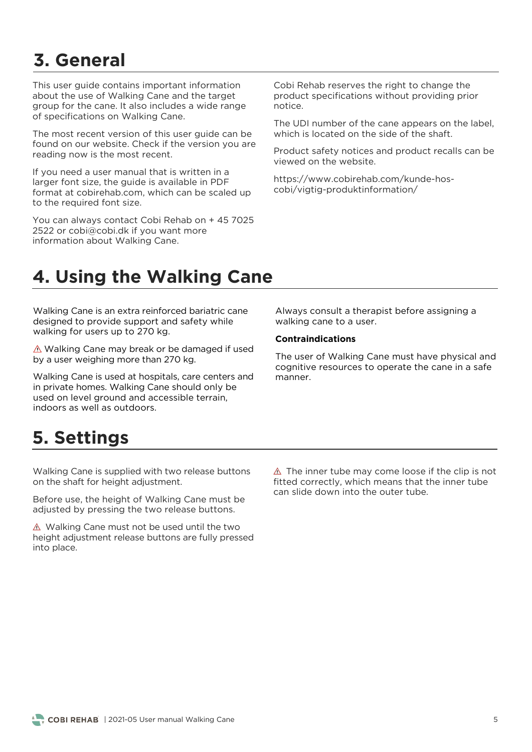# 3. General

This user guide contains important information about the use of Walking Cane and the target group for the cane. It also includes a wide range of specifications on Walking Cane.

The most recent version of this user guide can be found on our website. Check if the version you are reading now is the most recent.

If you need a user manual that is written in a larger font size, the guide is available in PDF format at cobirehab.com, which can be scaled up to the required font size.

You can always contact Cobi Rehab on + 45 7025 2522 or cobi@cobi.dk if you want more information about Walking Cane.

Cobi Rehab reserves the right to change the product specifications without providing prior notice.

The UDI number of the cane appears on the label, which is located on the side of the shaft.

Product safety notices and product recalls can be viewed on the website.

https://www.cobirehab.com/kunde-hos-cobi/vigtig-produktinformation/

# 4. Using the Walking Cane

Walking Cane is an extra reinforced bariatric cane designed to provide support and safety while walking for users up to 270 kg.

⚠ Walking Cane may break or be damaged if used by a user weighing more than 270 kg.

Walking Cane is used at hospitals, care centers and in private homes. Walking Cane should only be used on level ground and accessible terrain, indoors as well as outdoors.

Always consult a therapist before assigning a walking cane to a user.

**Contraindications**

The user of Walking Cane must have physical and cognitive resources to operate the cane in a safe manner.

# 5. Settings

Walking Cane is supplied with two release buttons on the shaft for height adjustment.

Before use, the height of Walking Cane must be adjusted by pressing the two release buttons.

⚠ Walking Cane must not be used until the two height adjustment release buttons are fully pressed into place.

⚠ The inner tube may come loose if the clip is not fitted correctly, which means that the inner tube can slide down into the outer tube.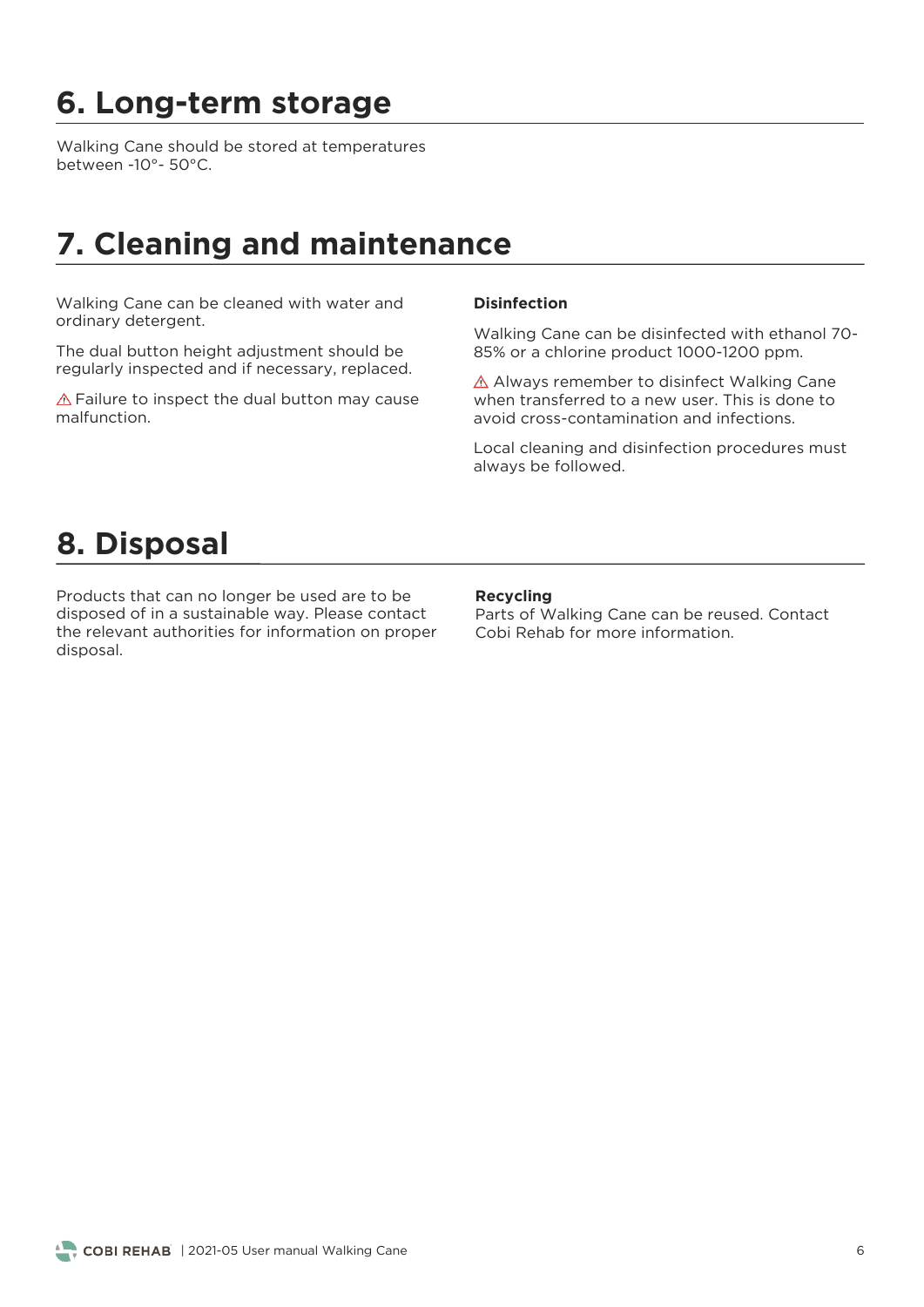# 6. Long-term storage

Walking Cane should be stored at temperatures between -10°- 50°C.

# 7. Cleaning and maintenance

Walking Cane can be cleaned with water and ordinary detergent.

The dual button height adjustment should be regularly inspected and if necessary, replaced.

⚠ Failure to inspect the dual button may cause malfunction.

**Disinfection**

Walking Cane can be disinfected with ethanol 70-85% or a chlorine product 1000-1200 ppm.

⚠ Always remember to disinfect Walking Cane when transferred to a new user. This is done to avoid cross-contamination and infections.

Local cleaning and disinfection procedures must always be followed.

# 8. Disposal

Products that can no longer be used are to be disposed of in a sustainable way. Please contact the relevant authorities for information on proper disposal.

**Recycling**

Parts of Walking Cane can be reused. Contact Cobi Rehab for more information.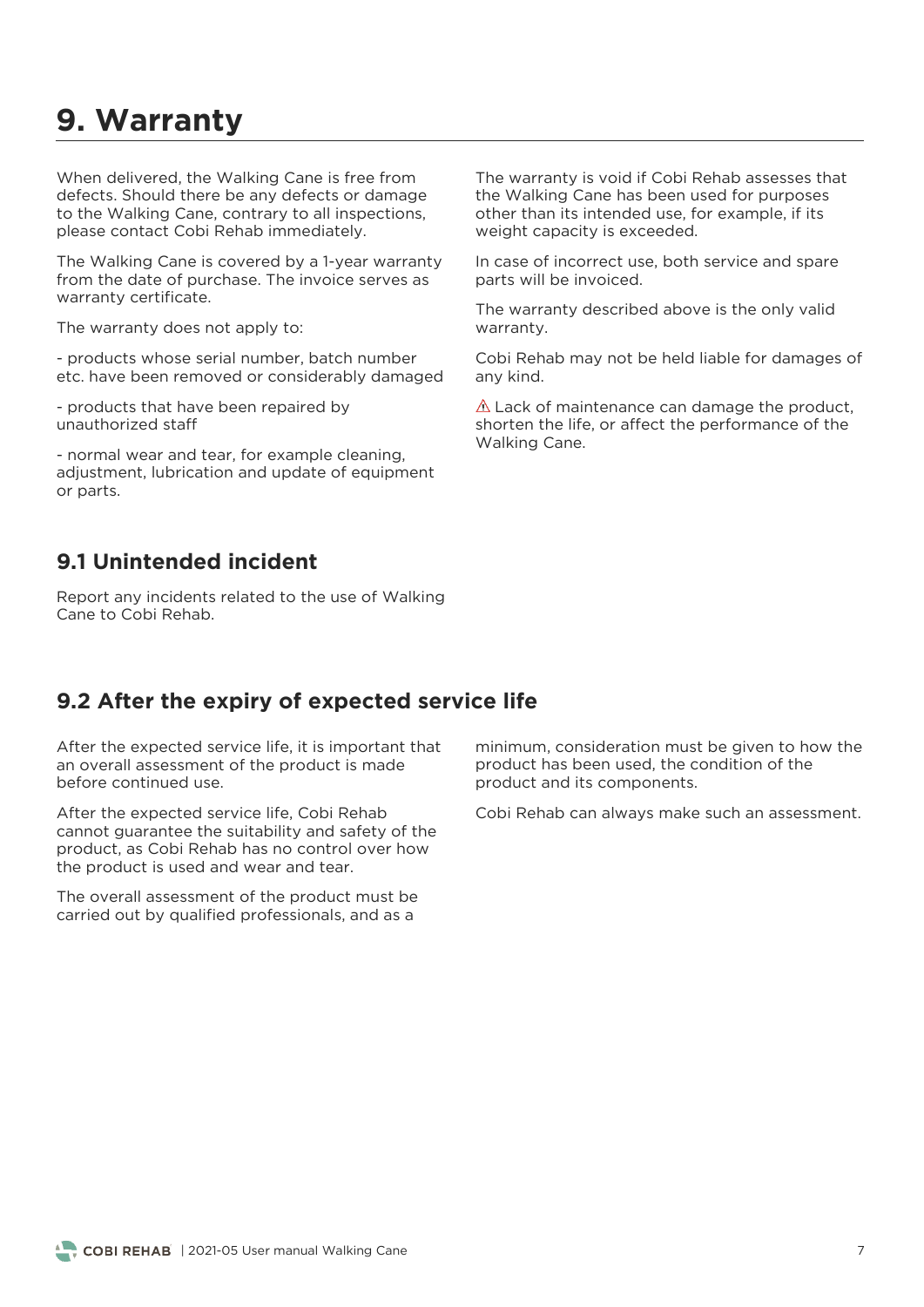# 9. Warranty

When delivered, the Walking Cane is free from defects. Should there be any defects or damage to the Walking Cane, contrary to all inspections, please contact Cobi Rehab immediately.

The Walking Cane is covered by a 1-year warranty from the date of purchase. The invoice serves as warranty certificate.

The warranty does not apply to:

- products whose serial number, batch number etc. have been removed or considerably damaged
- products that have been repaired by unauthorized staff
- normal wear and tear, for example cleaning, adjustment, lubrication and update of equipment or parts.

The warranty is void if Cobi Rehab assesses that the Walking Cane has been used for purposes other than its intended use, for example, if its weight capacity is exceeded.

In case of incorrect use, both service and spare parts will be invoiced.

The warranty described above is the only valid warranty.

Cobi Rehab may not be held liable for damages of any kind.

⚠ Lack of maintenance can damage the product, shorten the life, or affect the performance of the Walking Cane.

## 9.1 Unintended incident

Report any incidents related to the use of Walking Cane to Cobi Rehab.

## 9.2 After the expiry of expected service life

After the expected service life, it is important that an overall assessment of the product is made before continued use.

After the expected service life, Cobi Rehab cannot guarantee the suitability and safety of the product, as Cobi Rehab has no control over how the product is used and wear and tear.

The overall assessment of the product must be carried out by qualified professionals, and as a minimum, consideration must be given to how the product has been used, the condition of the product and its components.

Cobi Rehab can always make such an assessment.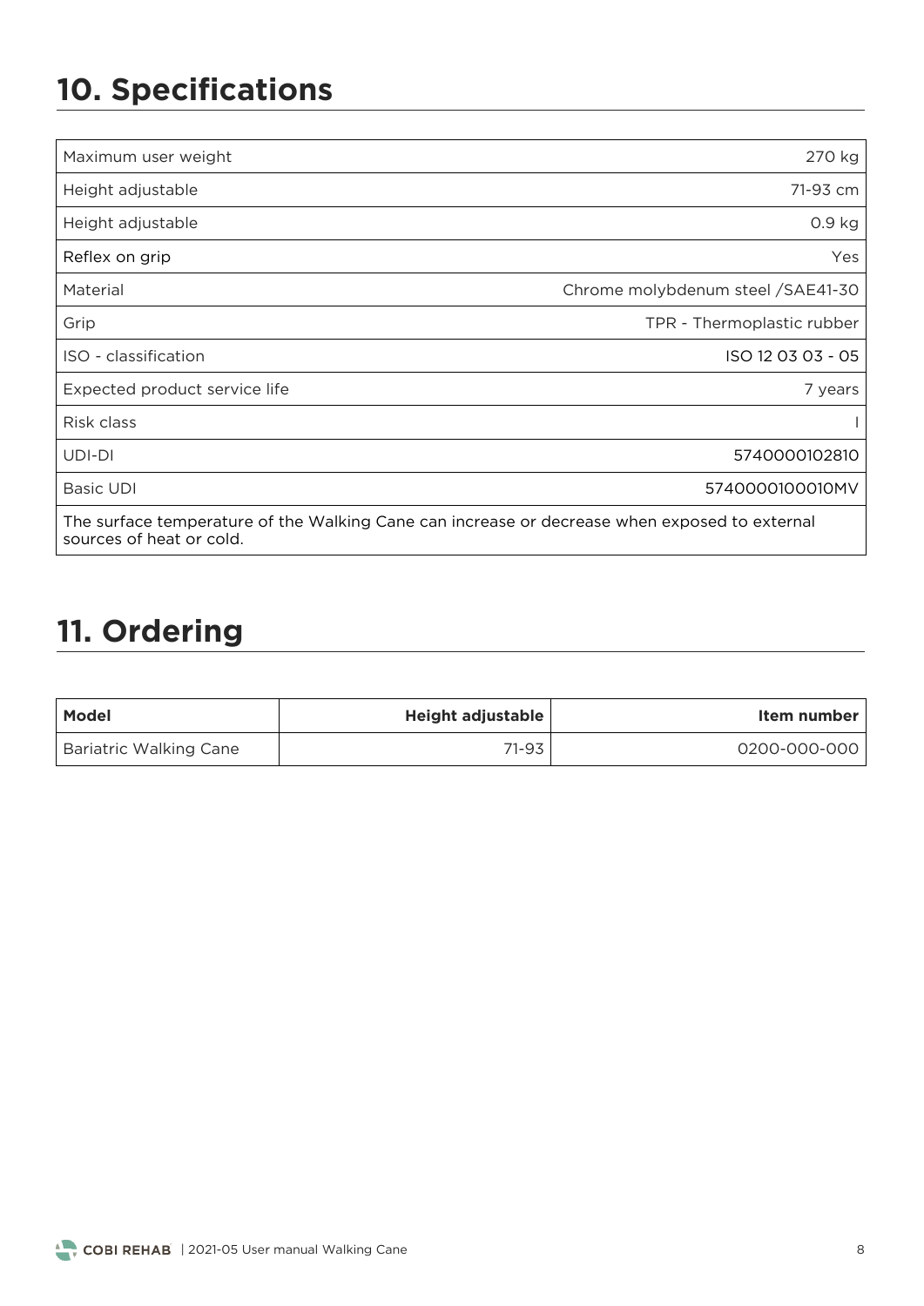# 10. Specifications

| | |
|---|---|
| Maximum user weight | 270 kg |
| Height adjustable | 71-93 cm |
| Height adjustable | 0.9 kg |
| Reflex on grip | Yes |
| Material | Chrome molybdenum steel /SAE41-30 |
| Grip | TPR - Thermoplastic rubber |
| ISO - classification | ISO 12 03 03 - 05 |
| Expected product service life | 7 years |
| Risk class | I |
| UDI-DI | 5740000102810 |
| Basic UDI | 5740000100010MV |
| The surface temperature of the Walking Cane can increase or decrease when exposed to external sources of heat or cold. | |

# 11. Ordering

| Model | Height adjustable | Item number |
|---|---|---|
| Bariatric Walking Cane | 71-93 | 0200-000-000 |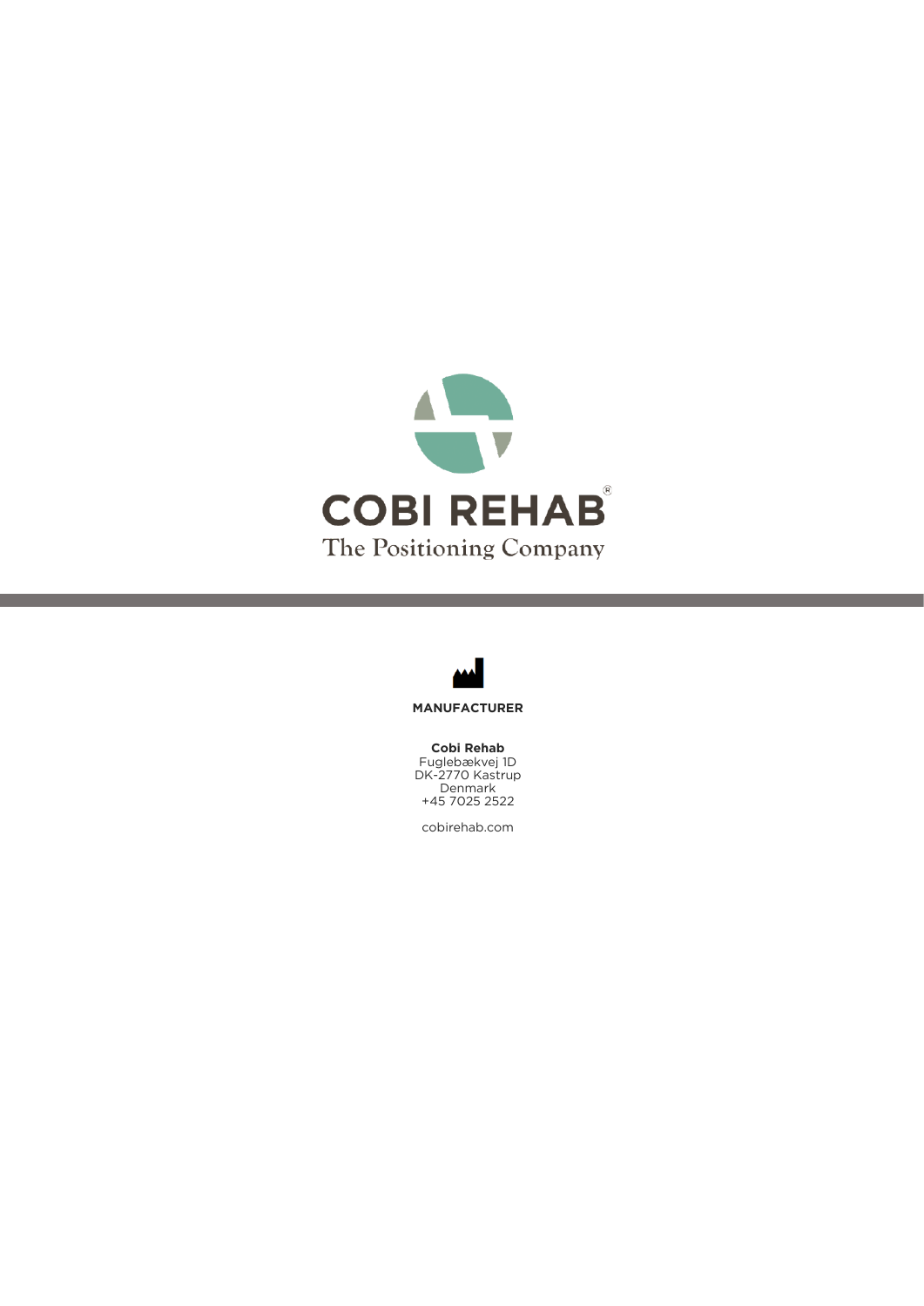COBI REHAB®
The Positioning Company

**MANUFACTURER**

**Cobi Rehab**
Fuglebækvej 1D
DK-2770 Kastrup
Denmark
+45 7025 2522

cobirehab.com